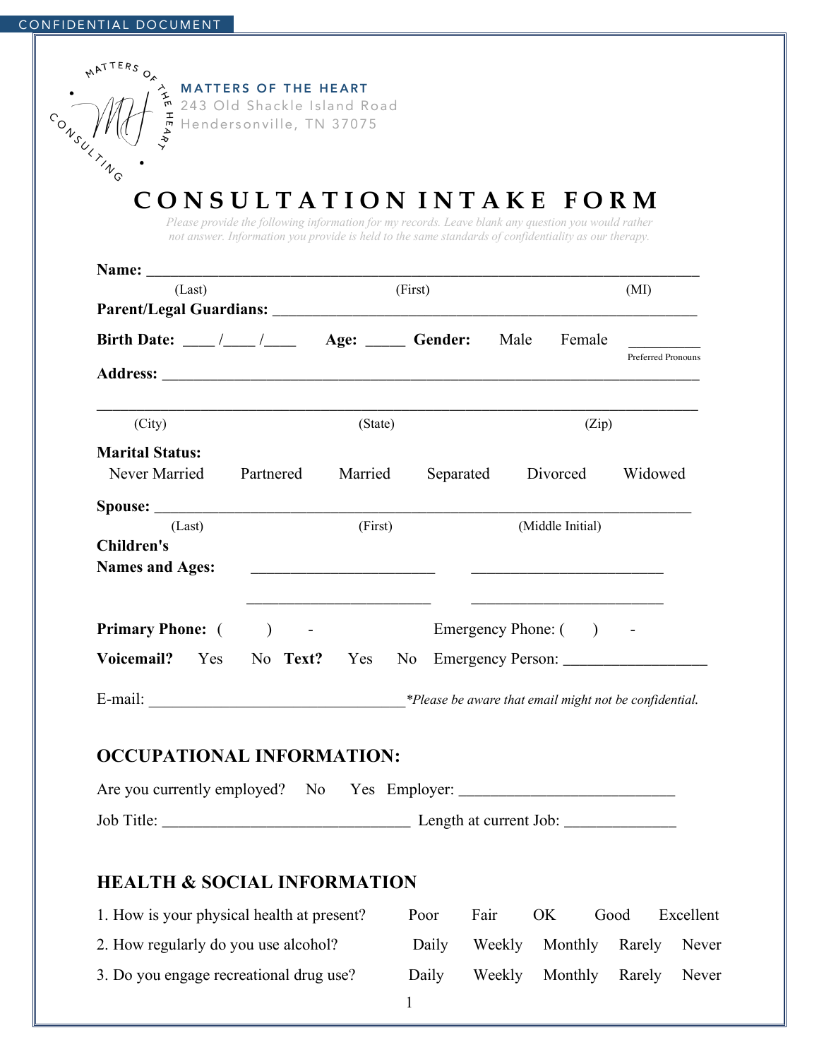CONFIDENTIAL DOCUMENT

MATTERS OF THE HEART
243 Old Shackle Island Road
Hendersonville, TN 37075

# CONSULTATION INTAKE FORM

*Please provide the following information for my records. Leave blank any question you would rather not answer. Information you provide is held to the same standards of confidentiality as our therapy.*

**Name:** ______________________________________________________________________
(Last) (First) (MI)

**Parent/Legal Guardians:** _______________________________________________________

**Birth Date:** ____ /____ /____ **Age:** _____ **Gender:** Male Female _________ Preferred Pronouns

**Address:** ____________________________________________________________________

_______________________________________________________________________________
(City) (State) (Zip)

**Marital Status:**
Never Married Partnered Married Separated Divorced Widowed

**Spouse:** ____________________________________________________________________
(Last) (First) (Middle Initial)

**Children's Names and Ages:** _______________________ _______________________

_______________________ _______________________

**Primary Phone:** ( ) - Emergency Phone: ( ) -

**Voicemail?** Yes No **Text?** Yes No Emergency Person: __________________

E-mail: _________________________________ *\*Please be aware that email might not be confidential.*

## OCCUPATIONAL INFORMATION:

Are you currently employed? No Yes Employer: ___________________________

Job Title: _______________________________ Length at current Job: ______________

## HEALTH & SOCIAL INFORMATION

1. How is your physical health at present? Poor Fair OK Good Excellent
2. How regularly do you use alcohol? Daily Weekly Monthly Rarely Never
3. Do you engage recreational drug use? Daily Weekly Monthly Rarely Never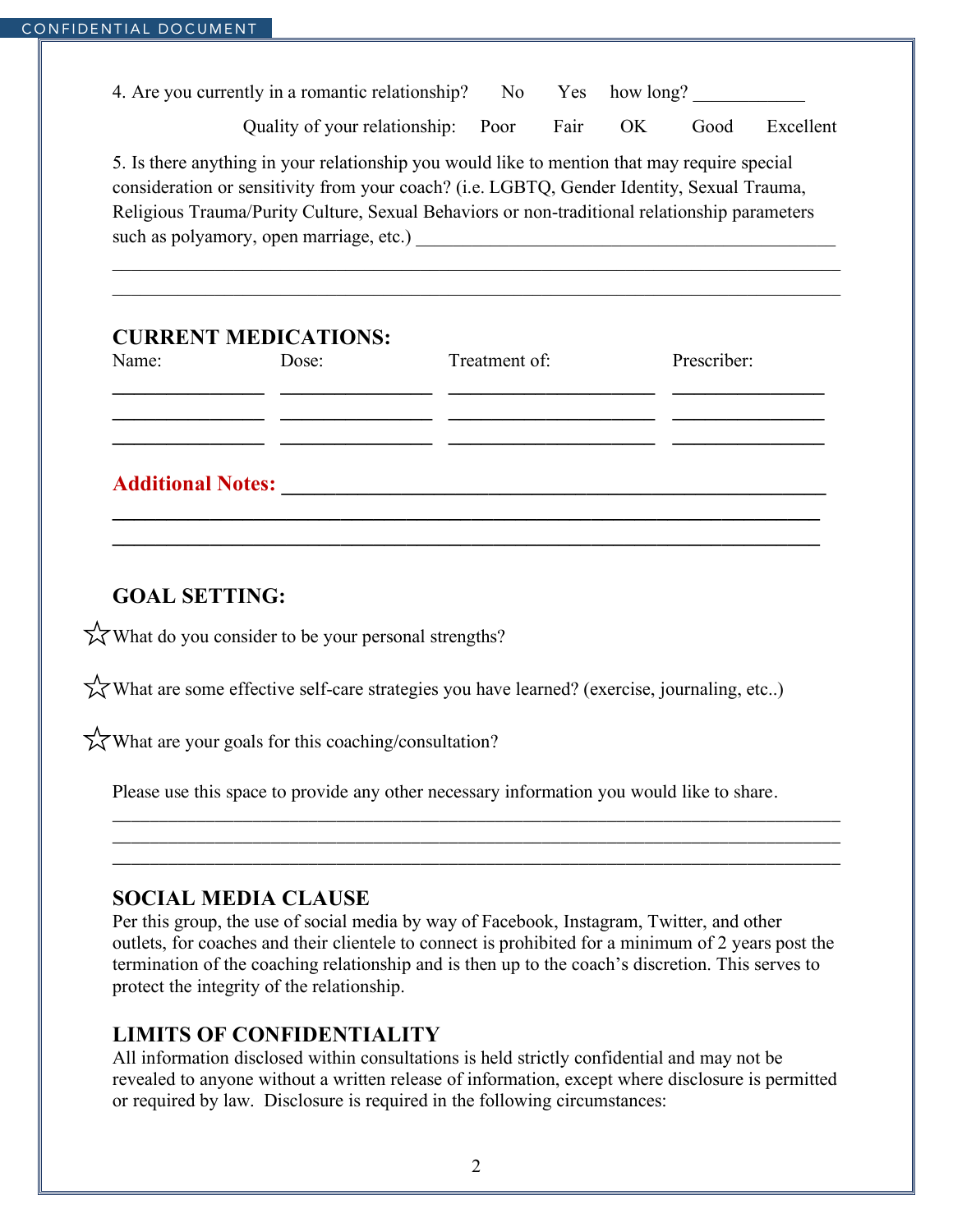4. Are you currently in a romantic relationship?   No   Yes   how long? ____________

Quality of your relationship:   Poor   Fair   OK   Good   Excellent

5. Is there anything in your relationship you would like to mention that may require special consideration or sensitivity from your coach? (i.e. LGBTQ, Gender Identity, Sexual Trauma, Religious Trauma/Purity Culture, Sexual Behaviors or non-traditional relationship parameters such as polyamory, open marriage, etc.) ______________________________________________

__________________________________________________________________________

__________________________________________________________________________

## CURRENT MEDICATIONS:

| Name: | Dose: | Treatment of: | Prescriber: |
|---|---|---|---|
| ___________ | ___________ | ______________ | ___________ |
| ___________ | ___________ | ______________ | ___________ |
| ___________ | ___________ | ______________ | ___________ |

**Additional Notes:** ______________________________________________________

__________________________________________________________________________

__________________________________________________________________________

## GOAL SETTING:

☆ What do you consider to be your personal strengths?

☆ What are some effective self-care strategies you have learned? (exercise, journaling, etc..)

☆ What are your goals for this coaching/consultation?

Please use this space to provide any other necessary information you would like to share.

__________________________________________________________________________

__________________________________________________________________________

__________________________________________________________________________

## SOCIAL MEDIA CLAUSE

Per this group, the use of social media by way of Facebook, Instagram, Twitter, and other outlets, for coaches and their clientele to connect is prohibited for a minimum of 2 years post the termination of the coaching relationship and is then up to the coach's discretion. This serves to protect the integrity of the relationship.

## LIMITS OF CONFIDENTIALITY

All information disclosed within consultations is held strictly confidential and may not be revealed to anyone without a written release of information, except where disclosure is permitted or required by law. Disclosure is required in the following circumstances: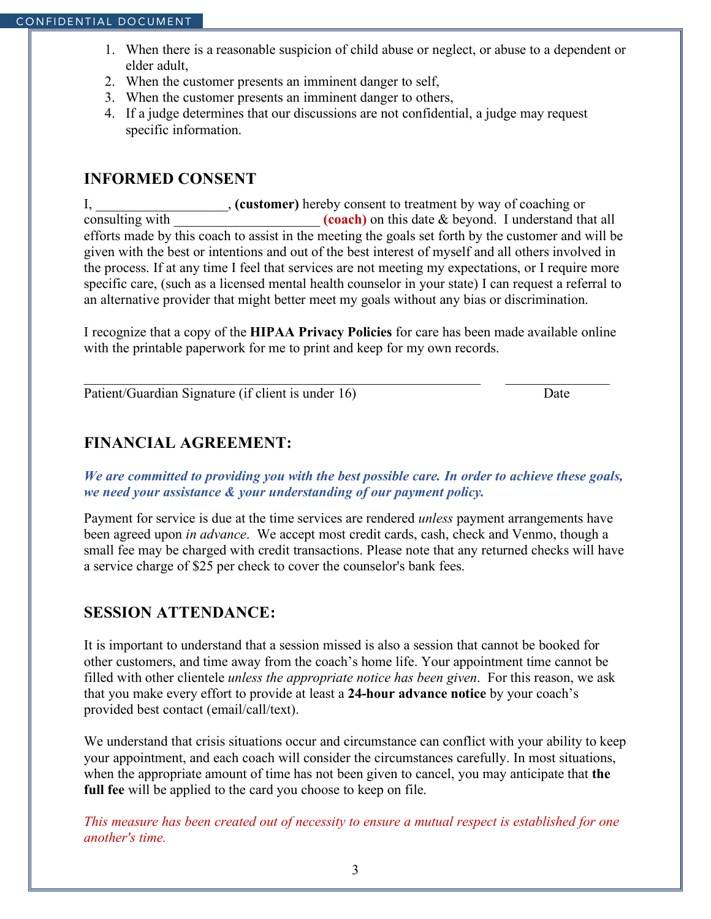1. When there is a reasonable suspicion of child abuse or neglect, or abuse to a dependent or elder adult,
2. When the customer presents an imminent danger to self,
3. When the customer presents an imminent danger to others,
4. If a judge determines that our discussions are not confidential, a judge may request specific information.

## INFORMED CONSENT

I, ___________________, **(customer)** hereby consent to treatment by way of coaching or consulting with _____________________ **(coach)** on this date & beyond. I understand that all efforts made by this coach to assist in the meeting the goals set forth by the customer and will be given with the best or intentions and out of the best interest of myself and all others involved in the process. If at any time I feel that services are not meeting my expectations, or I require more specific care, (such as a licensed mental health counselor in your state) I can request a referral to an alternative provider that might better meet my goals without any bias or discrimination.

I recognize that a copy of the **HIPAA Privacy Policies** for care has been made available online with the printable paperwork for me to print and keep for my own records.

_____________________________________________________________ _______________

Patient/Guardian Signature (if client is under 16) Date

## FINANCIAL AGREEMENT:

***We are committed to providing you with the best possible care. In order to achieve these goals, we need your assistance & your understanding of our payment policy.***

Payment for service is due at the time services are rendered *unless* payment arrangements have been agreed upon *in advance*. We accept most credit cards, cash, check and Venmo, though a small fee may be charged with credit transactions. Please note that any returned checks will have a service charge of $25 per check to cover the counselor's bank fees.

## SESSION ATTENDANCE:

It is important to understand that a session missed is also a session that cannot be booked for other customers, and time away from the coach's home life. Your appointment time cannot be filled with other clientele *unless the appropriate notice has been given*. For this reason, we ask that you make every effort to provide at least a **24-hour advance notice** by your coach's provided best contact (email/call/text).

We understand that crisis situations occur and circumstance can conflict with your ability to keep your appointment, and each coach will consider the circumstances carefully. In most situations, when the appropriate amount of time has not been given to cancel, you may anticipate that **the full fee** will be applied to the card you choose to keep on file.

*This measure has been created out of necessity to ensure a mutual respect is established for one another's time.*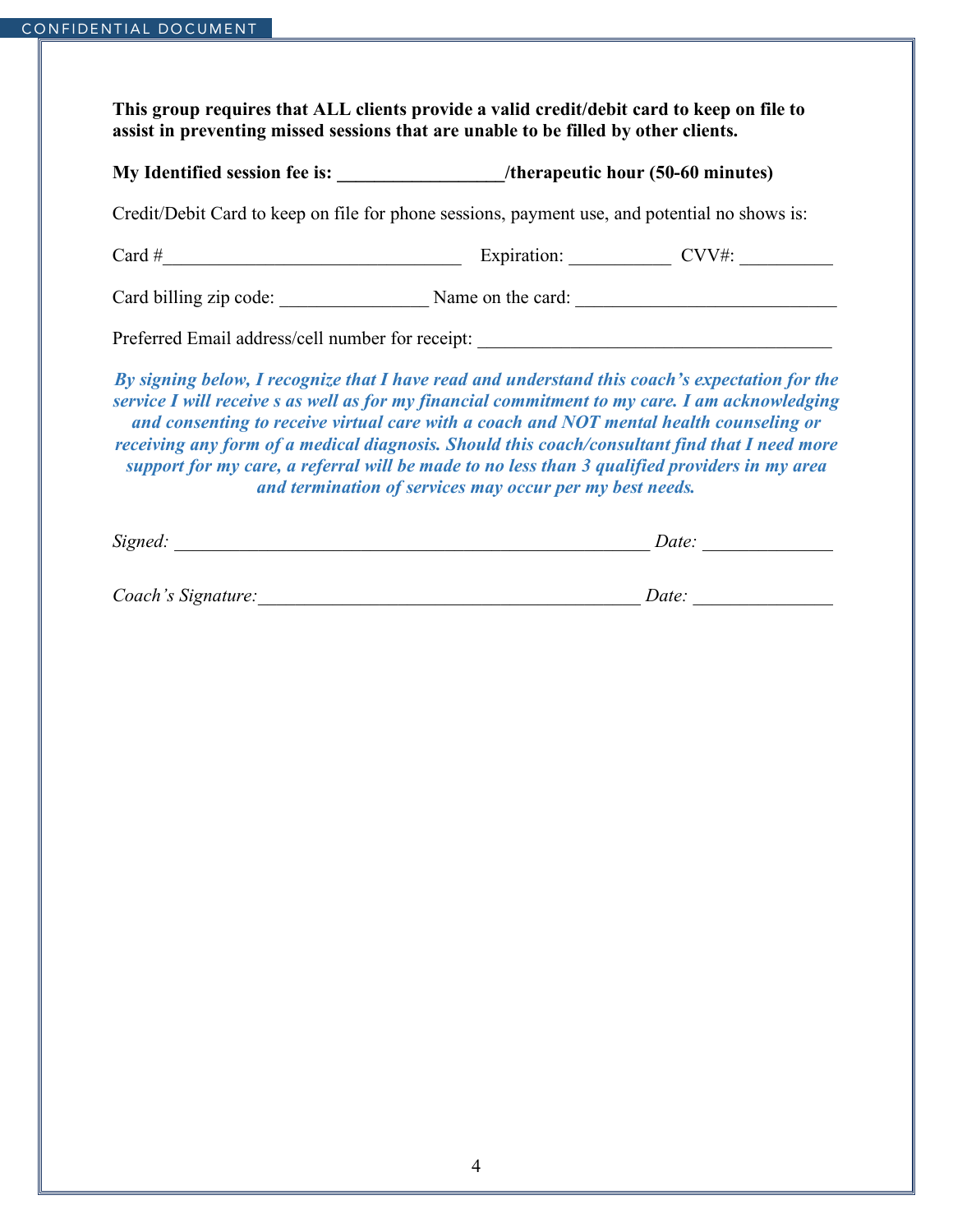**This group requires that ALL clients provide a valid credit/debit card to keep on file to assist in preventing missed sessions that are unable to be filled by other clients.**

**My Identified session fee is: _________________/therapeutic hour (50-60 minutes)**

Credit/Debit Card to keep on file for phone sessions, payment use, and potential no shows is:

Card #________________________________ Expiration: ___________ CVV#: __________

Card billing zip code: ________________ Name on the card: ____________________________

Preferred Email address/cell number for receipt: ______________________________________

***By signing below, I recognize that I have read and understand this coach's expectation for the service I will receive s as well as for my financial commitment to my care. I am acknowledging and consenting to receive virtual care with a coach and NOT mental health counseling or receiving any form of a medical diagnosis. Should this coach/consultant find that I need more support for my care, a referral will be made to no less than 3 qualified providers in my area and termination of services may occur per my best needs.***

*Signed:* ____________________________________________________ *Date:* ______________

*Coach's Signature:*_________________________________________ *Date:* _______________